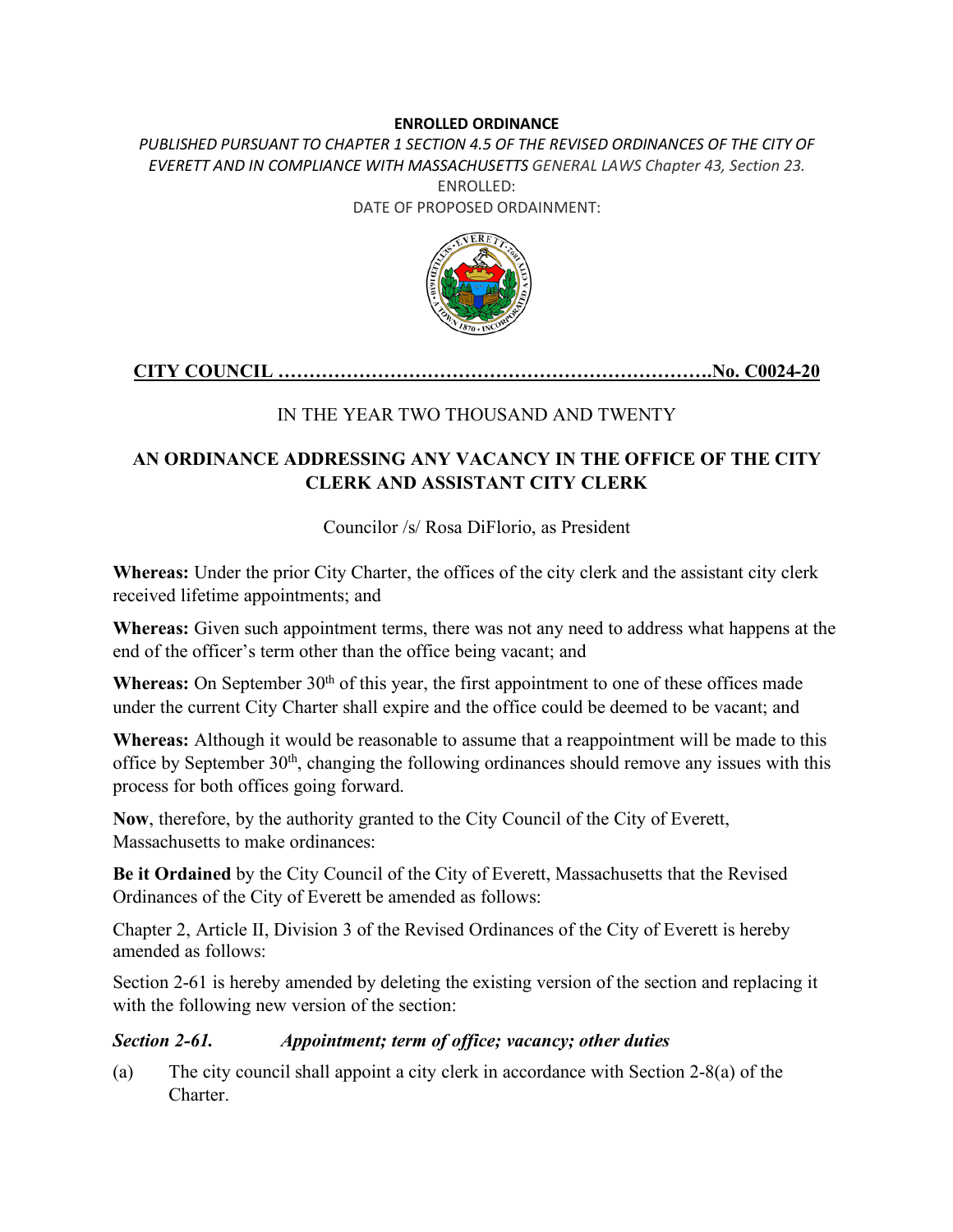**ENROLLED ORDINANCE**

*PUBLISHED PURSUANT TO CHAPTER 1 SECTION 4.5 OF THE REVISED ORDINANCES OF THE CITY OF EVERETT AND IN COMPLIANCE WITH MASSACHUSETTS GENERAL LAWS Chapter 43, Section 23.*

ENROLLED:

DATE OF PROPOSED ORDAINMENT:

**CITY COUNCIL ……………………………………………………………No. C0024-20**

IN THE YEAR TWO THOUSAND AND TWENTY

**AN ORDINANCE ADDRESSING ANY VACANCY IN THE OFFICE OF THE CITY CLERK AND ASSISTANT CITY CLERK**

Councilor /s/ Rosa DiFlorio, as President

**Whereas:** Under the prior City Charter, the offices of the city clerk and the assistant city clerk received lifetime appointments; and

**Whereas:** Given such appointment terms, there was not any need to address what happens at the end of the officer's term other than the office being vacant; and

**Whereas:** On September 30th of this year, the first appointment to one of these offices made under the current City Charter shall expire and the office could be deemed to be vacant; and

**Whereas:** Although it would be reasonable to assume that a reappointment will be made to this office by September 30th, changing the following ordinances should remove any issues with this process for both offices going forward.

**Now**, therefore, by the authority granted to the City Council of the City of Everett, Massachusetts to make ordinances:

**Be it Ordained** by the City Council of the City of Everett, Massachusetts that the Revised Ordinances of the City of Everett be amended as follows:

Chapter 2, Article II, Division 3 of the Revised Ordinances of the City of Everett is hereby amended as follows:

Section 2-61 is hereby amended by deleting the existing version of the section and replacing it with the following new version of the section:

***Section 2-61. Appointment; term of office; vacancy; other duties***

(a) The city council shall appoint a city clerk in accordance with Section 2-8(a) of the Charter.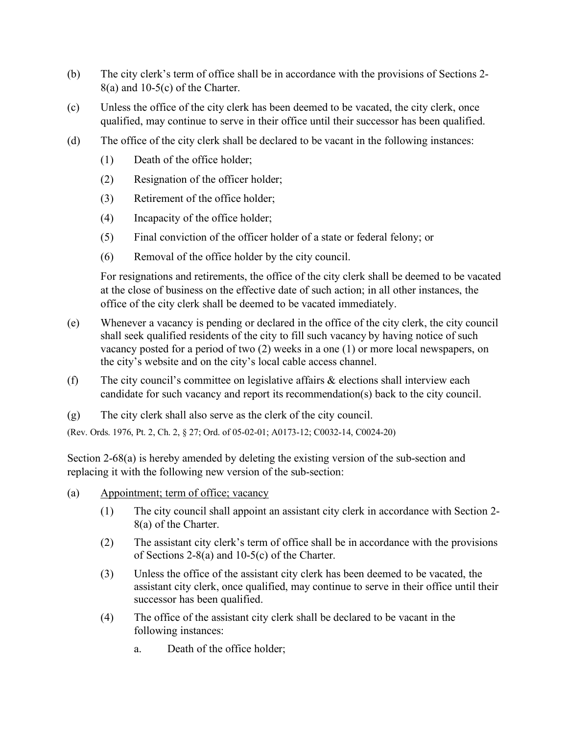(b) The city clerk's term of office shall be in accordance with the provisions of Sections 2-8(a) and 10-5(c) of the Charter.

(c) Unless the office of the city clerk has been deemed to be vacated, the city clerk, once qualified, may continue to serve in their office until their successor has been qualified.

(d) The office of the city clerk shall be declared to be vacant in the following instances:

(1) Death of the office holder;

(2) Resignation of the officer holder;

(3) Retirement of the office holder;

(4) Incapacity of the office holder;

(5) Final conviction of the officer holder of a state or federal felony; or

(6) Removal of the office holder by the city council.

For resignations and retirements, the office of the city clerk shall be deemed to be vacated at the close of business on the effective date of such action; in all other instances, the office of the city clerk shall be deemed to be vacated immediately.

(e) Whenever a vacancy is pending or declared in the office of the city clerk, the city council shall seek qualified residents of the city to fill such vacancy by having notice of such vacancy posted for a period of two (2) weeks in a one (1) or more local newspapers, on the city's website and on the city's local cable access channel.

(f) The city council's committee on legislative affairs & elections shall interview each candidate for such vacancy and report its recommendation(s) back to the city council.

(g) The city clerk shall also serve as the clerk of the city council.

(Rev. Ords. 1976, Pt. 2, Ch. 2, § 27; Ord. of 05-02-01; A0173-12; C0032-14, C0024-20)

Section 2-68(a) is hereby amended by deleting the existing version of the sub-section and replacing it with the following new version of the sub-section:

(a) Appointment; term of office; vacancy

(1) The city council shall appoint an assistant city clerk in accordance with Section 2-8(a) of the Charter.

(2) The assistant city clerk's term of office shall be in accordance with the provisions of Sections 2-8(a) and 10-5(c) of the Charter.

(3) Unless the office of the assistant city clerk has been deemed to be vacated, the assistant city clerk, once qualified, may continue to serve in their office until their successor has been qualified.

(4) The office of the assistant city clerk shall be declared to be vacant in the following instances:

a. Death of the office holder;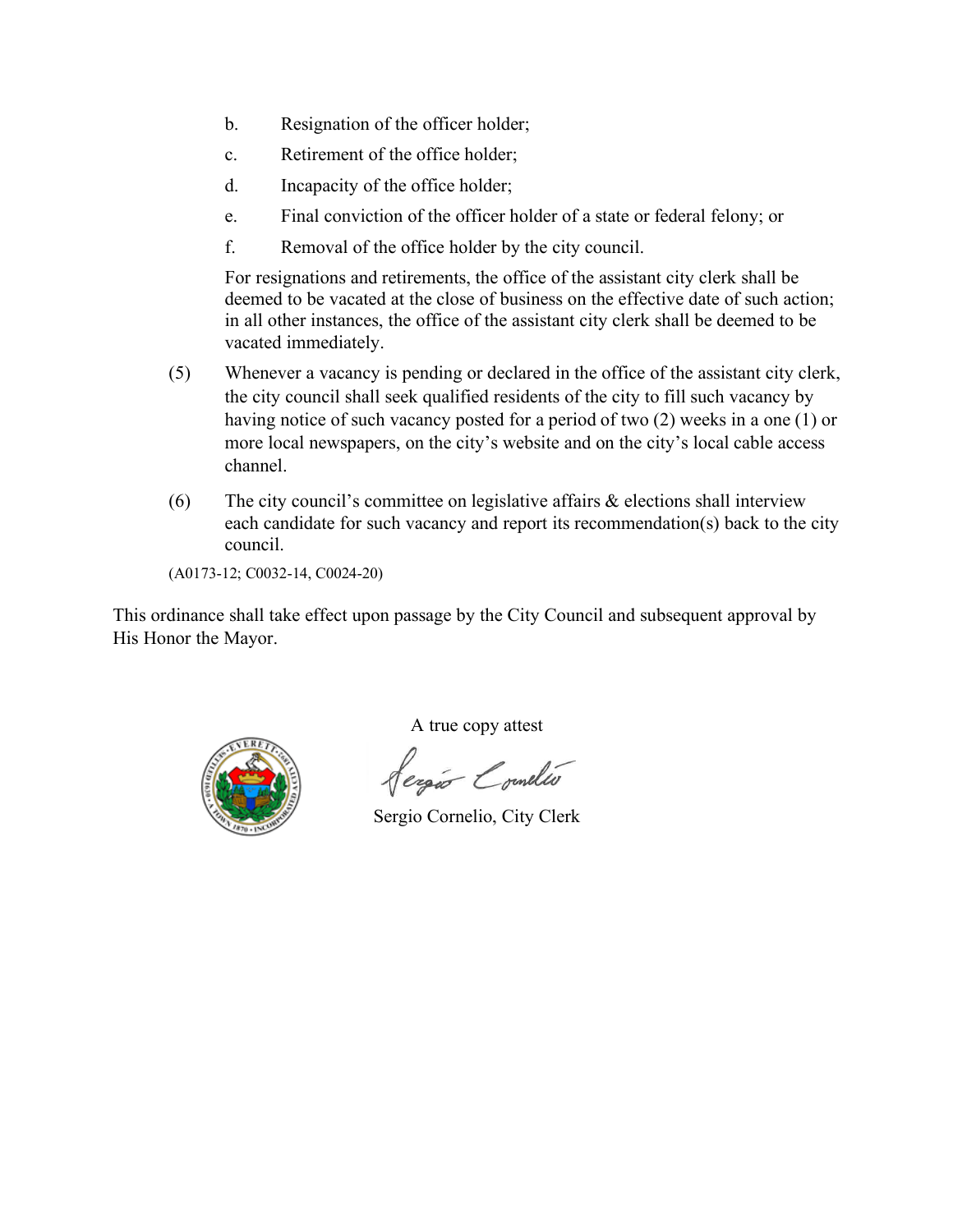b. Resignation of the officer holder;

c. Retirement of the office holder;

d. Incapacity of the office holder;

e. Final conviction of the officer holder of a state or federal felony; or

f. Removal of the office holder by the city council.

For resignations and retirements, the office of the assistant city clerk shall be deemed to be vacated at the close of business on the effective date of such action; in all other instances, the office of the assistant city clerk shall be deemed to be vacated immediately.

(5) Whenever a vacancy is pending or declared in the office of the assistant city clerk, the city council shall seek qualified residents of the city to fill such vacancy by having notice of such vacancy posted for a period of two (2) weeks in a one (1) or more local newspapers, on the city's website and on the city's local cable access channel.

(6) The city council's committee on legislative affairs & elections shall interview each candidate for such vacancy and report its recommendation(s) back to the city council.

(A0173-12; C0032-14, C0024-20)

This ordinance shall take effect upon passage by the City Council and subsequent approval by His Honor the Mayor.

A true copy attest

Sergio Cornelio, City Clerk